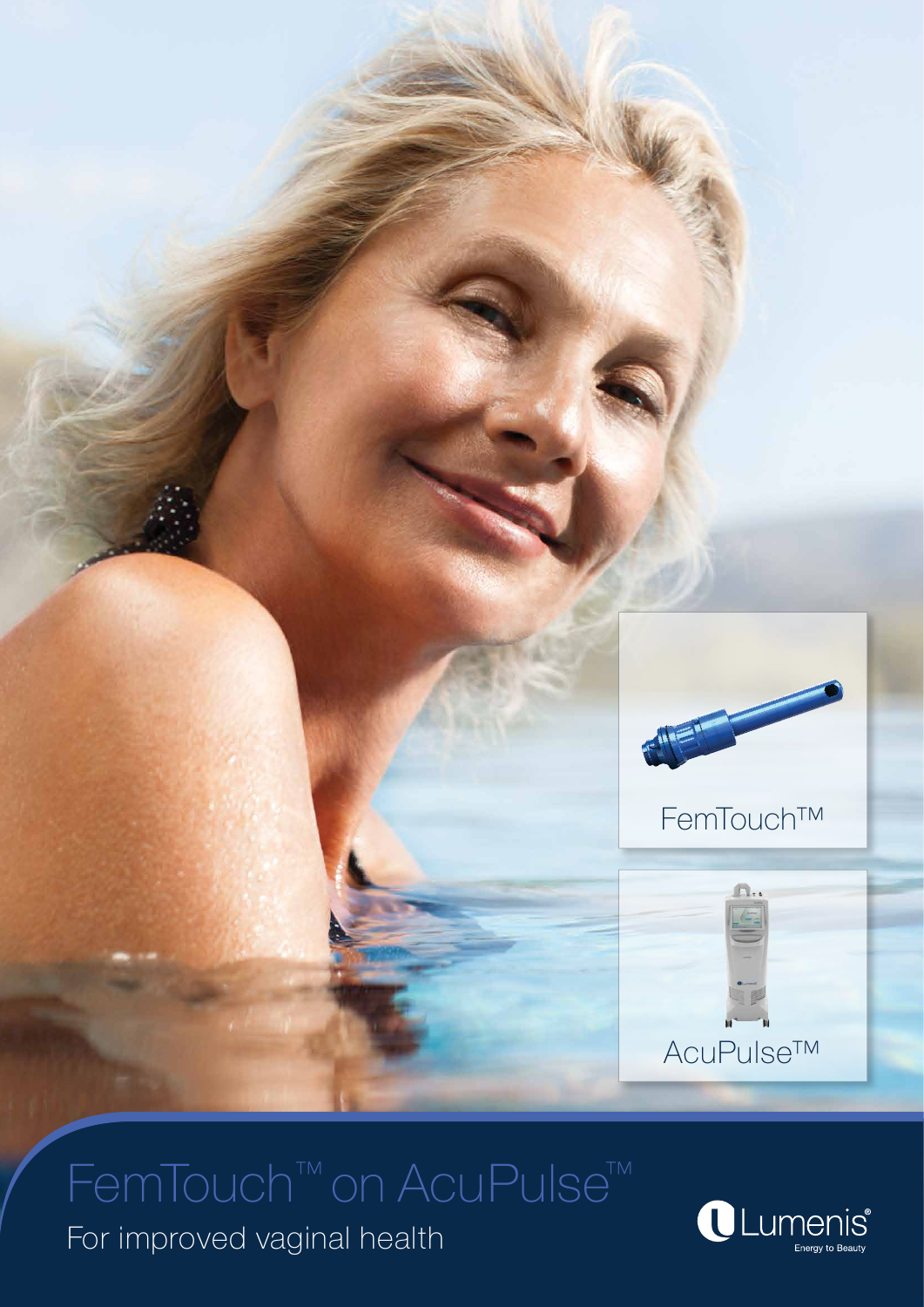FemTouch™

AcuPulse™

# FemTouch™ on AcuPulse™

For improved vaginal health

Lumenis®
Energy to Beauty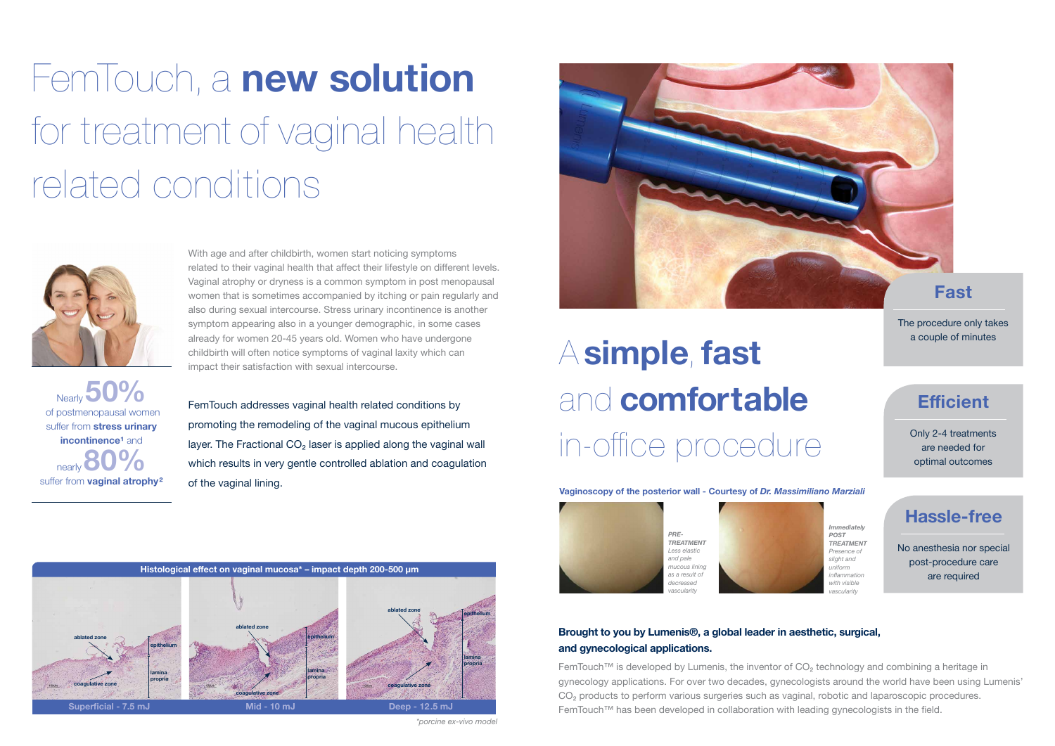# FemTouch, a **new solution** for treatment of vaginal health related conditions

With age and after childbirth, women start noticing symptoms related to their vaginal health that affect their lifestyle on different levels. Vaginal atrophy or dryness is a common symptom in post menopausal women that is sometimes accompanied by itching or pain regularly and also during sexual intercourse. Stress urinary incontinence is another symptom appearing also in a younger demographic, in some cases already for women 20-45 years old. Women who have undergone childbirth will often notice symptoms of vaginal laxity which can impact their satisfaction with sexual intercourse.

Nearly **50%** of postmenopausal women suffer from **stress urinary incontinence**[1] and nearly **80%** suffer from **vaginal atrophy**[2]

FemTouch addresses vaginal health related conditions by promoting the remodeling of the vaginal mucous epithelium layer. The Fractional $CO_2$ laser is applied along the vaginal wall which results in very gentle controlled ablation and coagulation of the vaginal lining.

**Histological effect on vaginal mucosa* – impact depth 200-500 µm**

ablated zone, epithelium, lamina propria, coagulative zone

Superficial - 7.5 mJ | Mid - 10 mJ | Deep - 12.5 mJ

*porcine ex-vivo model

## A **simple**, **fast** and **comfortable** in-office procedure

### Fast

The procedure only takes a couple of minutes

### Efficient

Only 2-4 treatments are needed for optimal outcomes

### Hassle-free

No anesthesia nor special post-procedure care are required

**Vaginoscopy of the posterior wall - Courtesy of *Dr. Massimiliano Marziali***

***PRE-TREATMENT*** *Less elastic and pale mucous lining as a result of decreased vascularity*

***Immediately POST TREATMENT*** *Presence of slight and uniform inflammation with visible vascularity*

**Brought to you by Lumenis®, a global leader in aesthetic, surgical, and gynecological applications.**

FemTouch™ is developed by Lumenis, the inventor of $CO_2$ technology and combining a heritage in gynecology applications. For over two decades, gynecologists around the world have been using Lumenis' $CO_2$ products to perform various surgeries such as vaginal, robotic and laparoscopic procedures. FemTouch™ has been developed in collaboration with leading gynecologists in the field.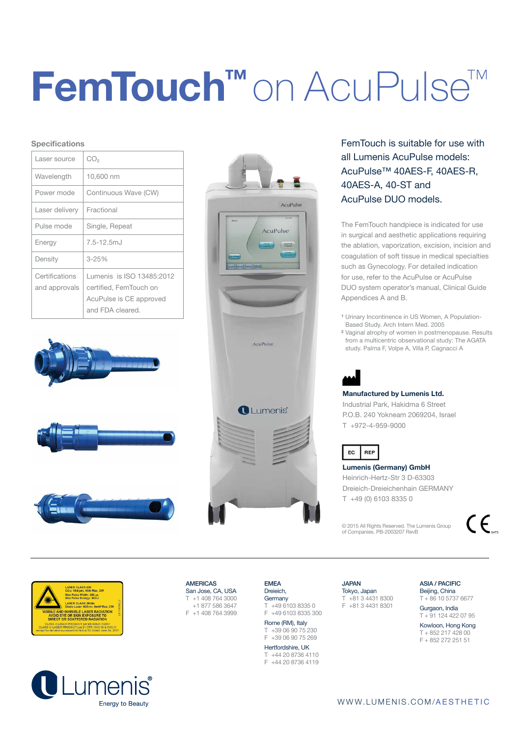# FemTouch™ on AcuPulse™

### Specifications

| | |
|---|---|
| Laser source | $CO_2$ |
| Wavelength | 10,600 nm |
| Power mode | Continuous Wave (CW) |
| Laser delivery | Fractional |
| Pulse mode | Single, Repeat |
| Energy | 7.5-12.5mJ |
| Density | 3-25% |
| Certifications and approvals | Lumenis is ISO 13485:2012 certified, FemTouch on AcuPulse is CE approved and FDA cleared. |

FemTouch is suitable for use with all Lumenis AcuPulse models: AcuPulse™ 40AES-F, 40AES-R, 40AES-A, 40-ST and AcuPulse DUO models.

The FemTouch handpiece is indicated for use in surgical and aesthetic applications requiring the ablation, vaporization, excision, incision and coagulation of soft tissue in medical specialties such as Gynecology. For detailed indication for use, refer to the AcuPulse or AcuPulse DUO system operator's manual, Clinical Guide Appendices A and B.

[1] Urinary Incontinence in US Women, A Population-Based Study. Arch Intern Med. 2005

[2] Vaginal atrophy of women in postmenopause. Results from a multicentric observational study: The AGATA study. Palma F, Volpe A, Villa P, Cagnacci A

**Manufactured by Lumenis Ltd.**
Industrial Park, Hakidma 6 Street
P.O.B. 240 Yokneam 2069204, Israel
T +972-4-959-9000

EC REP

**Lumenis (Germany) GmbH**
Heinrich-Hertz-Str 3 D-63303
Dreieich-Dreieichenhain GERMANY
T +49 (0) 6103 8335 0

© 2015 All Rights Reserved. The Lumenis Group of Companies. PB-2003207 RevB

CE 0473

LASER CLASS 4/IV
$CO_2$: 10.6 μm, 40W Max, CW
Max Pulse Width: 200 μs
Max Pulse Energy: 30mJ
LASER CLASS 3R/IIIa
Diode Laser: 635nm, 5mW Max, CW
VISIBLE AND INVISIBLE LASER RADIATION
AVOID EYE OR SKIN EXPOSURE TO
DIRECT OR SCATTERED RADIATION
CLASS 4 LASER PRODUCT per EN 60825-1/2007
CLASS IV LASER PRODUCT per 21 CFR 1040.10 &1040.11
except for deviations pursuant to Notice 50, Dated June 24, 2007

**AMERICAS**
San Jose, CA, USA
T +1 408 764 3000
+1 877 586 3647
F +1 408 764 3999

**EMEA**
Dreieich, Germany
T +49 6103 8335 0
F +49 6103 8335 300

Rome (RM), Italy
T +39 06 90 75 230
F +39 06 90 75 269

Hertfordshire, UK
T +44 20 8736 4110
F +44 20 8736 4119

**JAPAN**
Tokyo, Japan
T +81 3 4431 8300
F +81 3 4431 8301

**ASIA / PACIFIC**
Beijing, China
T + 86 10 5737 6677

Gurgaon, India
T + 91 124 422 07 95

Kowloon, Hong Kong
T + 852 217 428 00
F + 852 272 251 51

Lumenis®
Energy to Beauty

WWW.LUMENIS.COM/AESTHETIC